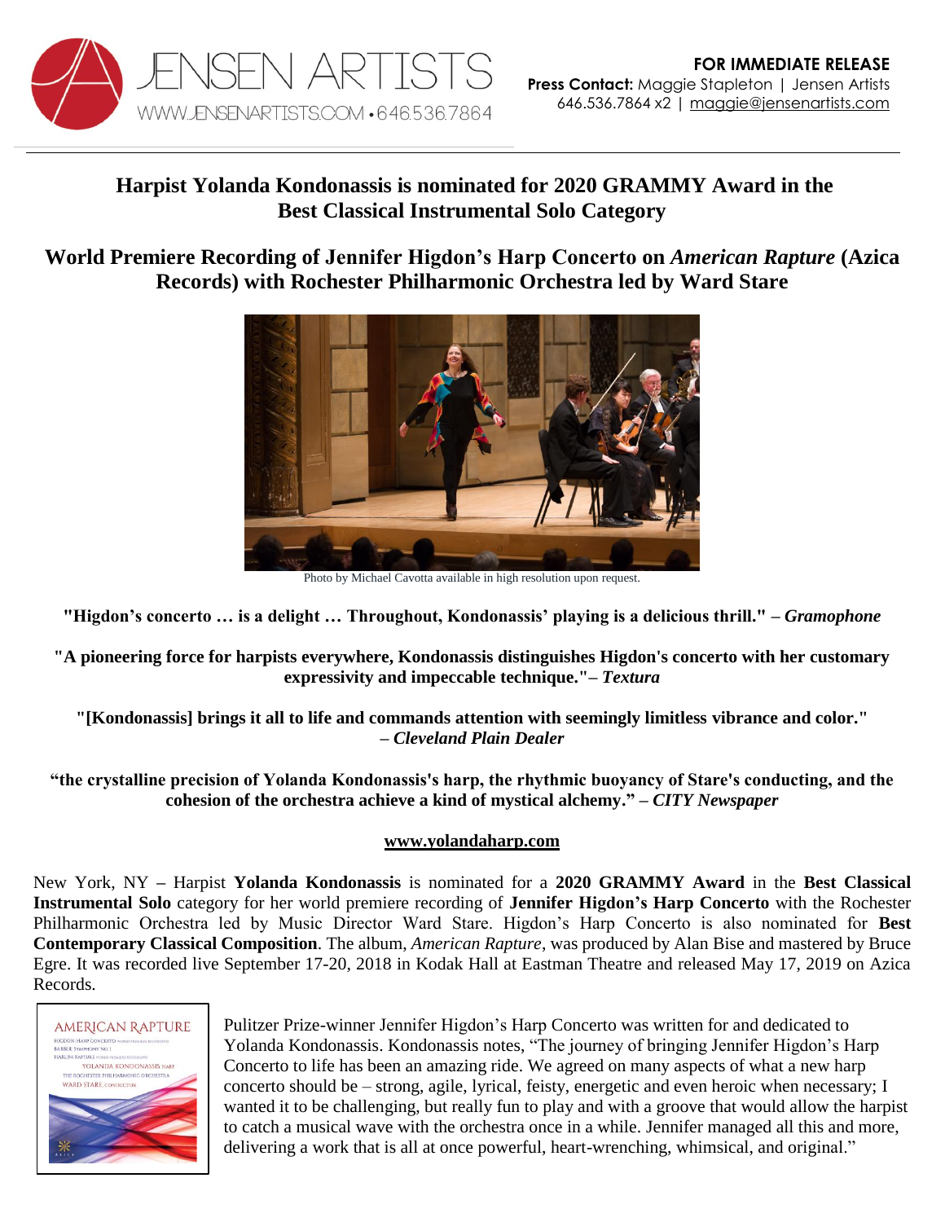JENSEN ARTISTS
WWW.JENSENARTISTS.COM • 646.536.7864

**FOR IMMEDIATE RELEASE**
**Press Contact:** Maggie Stapleton | Jensen Artists
646.536.7864 x2 | maggie@jensenartists.com

# Harpist Yolanda Kondonassis is nominated for 2020 GRAMMY Award in the Best Classical Instrumental Solo Category

## World Premiere Recording of Jennifer Higdon's Harp Concerto on *American Rapture* (Azica Records) with Rochester Philharmonic Orchestra led by Ward Stare

Photo by Michael Cavotta available in high resolution upon request.

**"Higdon's concerto … is a delight … Throughout, Kondonassis' playing is a delicious thrill." – *Gramophone***

**"A pioneering force for harpists everywhere, Kondonassis distinguishes Higdon's concerto with her customary expressivity and impeccable technique."– *Textura***

**"[Kondonassis] brings it all to life and commands attention with seemingly limitless vibrance and color." – *Cleveland Plain Dealer***

**"the crystalline precision of Yolanda Kondonassis's harp, the rhythmic buoyancy of Stare's conducting, and the cohesion of the orchestra achieve a kind of mystical alchemy." – *CITY Newspaper***

**www.yolandaharp.com**

New York, NY **–** Harpist **Yolanda Kondonassis** is nominated for a **2020 GRAMMY Award** in the **Best Classical Instrumental Solo** category for her world premiere recording of **Jennifer Higdon's Harp Concerto** with the Rochester Philharmonic Orchestra led by Music Director Ward Stare. Higdon's Harp Concerto is also nominated for **Best Contemporary Classical Composition**. The album, *American Rapture*, was produced by Alan Bise and mastered by Bruce Egre. It was recorded live September 17-20, 2018 in Kodak Hall at Eastman Theatre and released May 17, 2019 on Azica Records.

Pulitzer Prize-winner Jennifer Higdon's Harp Concerto was written for and dedicated to Yolanda Kondonassis. Kondonassis notes, "The journey of bringing Jennifer Higdon's Harp Concerto to life has been an amazing ride. We agreed on many aspects of what a new harp concerto should be – strong, agile, lyrical, feisty, energetic and even heroic when necessary; I wanted it to be challenging, but really fun to play and with a groove that would allow the harpist to catch a musical wave with the orchestra once in a while. Jennifer managed all this and more, delivering a work that is all at once powerful, heart-wrenching, whimsical, and original."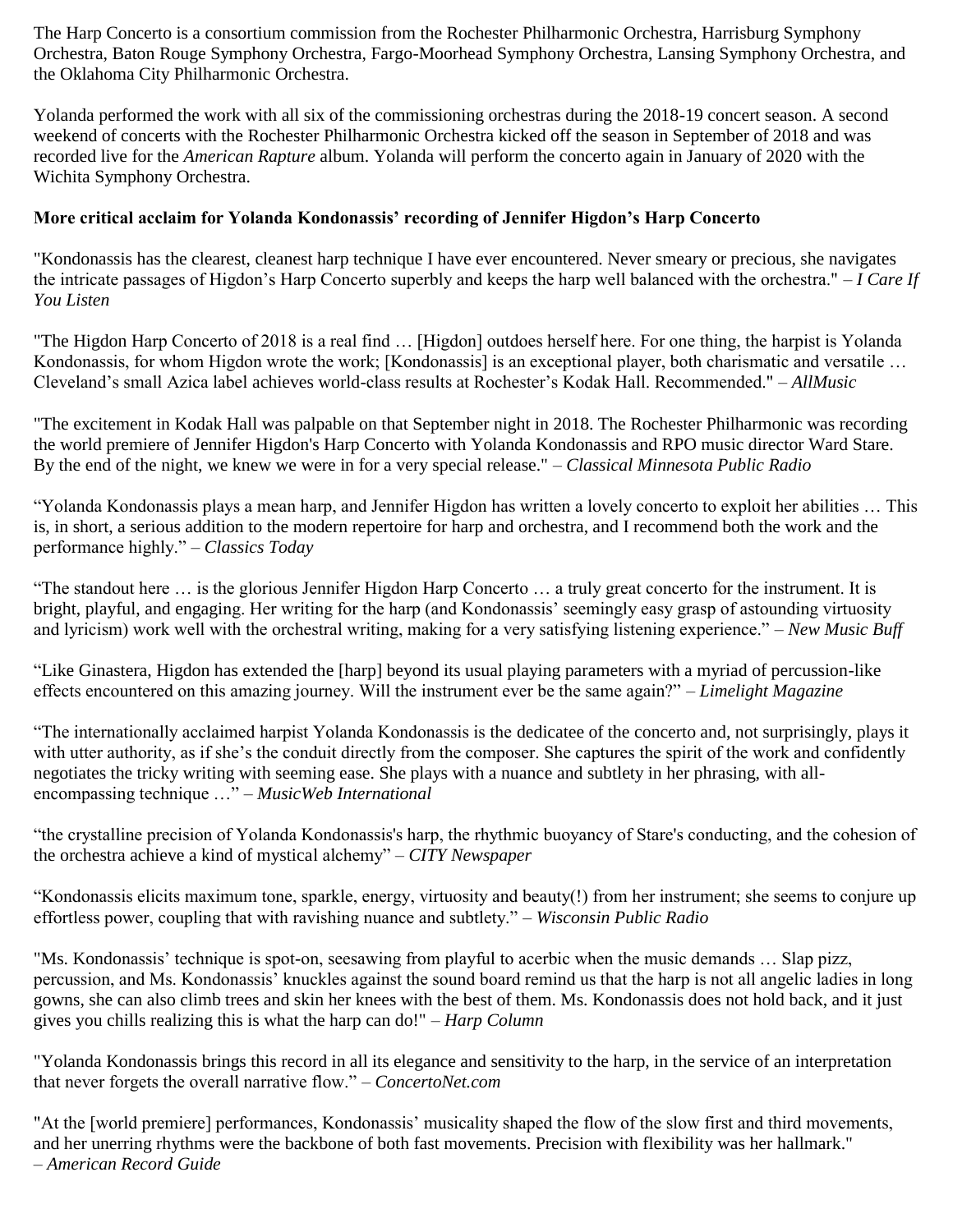The Harp Concerto is a consortium commission from the Rochester Philharmonic Orchestra, Harrisburg Symphony Orchestra, Baton Rouge Symphony Orchestra, Fargo-Moorhead Symphony Orchestra, Lansing Symphony Orchestra, and the Oklahoma City Philharmonic Orchestra.

Yolanda performed the work with all six of the commissioning orchestras during the 2018-19 concert season. A second weekend of concerts with the Rochester Philharmonic Orchestra kicked off the season in September of 2018 and was recorded live for the *American Rapture* album. Yolanda will perform the concerto again in January of 2020 with the Wichita Symphony Orchestra.

**More critical acclaim for Yolanda Kondonassis' recording of Jennifer Higdon's Harp Concerto**

"Kondonassis has the clearest, cleanest harp technique I have ever encountered. Never smeary or precious, she navigates the intricate passages of Higdon's Harp Concerto superbly and keeps the harp well balanced with the orchestra." – *I Care If You Listen*

"The Higdon Harp Concerto of 2018 is a real find … [Higdon] outdoes herself here. For one thing, the harpist is Yolanda Kondonassis, for whom Higdon wrote the work; [Kondonassis] is an exceptional player, both charismatic and versatile … Cleveland's small Azica label achieves world-class results at Rochester's Kodak Hall. Recommended." – *AllMusic*

"The excitement in Kodak Hall was palpable on that September night in 2018. The Rochester Philharmonic was recording the world premiere of Jennifer Higdon's Harp Concerto with Yolanda Kondonassis and RPO music director Ward Stare. By the end of the night, we knew we were in for a very special release." – *Classical Minnesota Public Radio*

"Yolanda Kondonassis plays a mean harp, and Jennifer Higdon has written a lovely concerto to exploit her abilities … This is, in short, a serious addition to the modern repertoire for harp and orchestra, and I recommend both the work and the performance highly." – *Classics Today*

"The standout here … is the glorious Jennifer Higdon Harp Concerto … a truly great concerto for the instrument. It is bright, playful, and engaging. Her writing for the harp (and Kondonassis' seemingly easy grasp of astounding virtuosity and lyricism) work well with the orchestral writing, making for a very satisfying listening experience." – *New Music Buff*

"Like Ginastera, Higdon has extended the [harp] beyond its usual playing parameters with a myriad of percussion-like effects encountered on this amazing journey. Will the instrument ever be the same again?" – *Limelight Magazine*

"The internationally acclaimed harpist Yolanda Kondonassis is the dedicatee of the concerto and, not surprisingly, plays it with utter authority, as if she's the conduit directly from the composer. She captures the spirit of the work and confidently negotiates the tricky writing with seeming ease. She plays with a nuance and subtlety in her phrasing, with all-encompassing technique …" – *MusicWeb International*

"the crystalline precision of Yolanda Kondonassis's harp, the rhythmic buoyancy of Stare's conducting, and the cohesion of the orchestra achieve a kind of mystical alchemy" – *CITY Newspaper*

"Kondonassis elicits maximum tone, sparkle, energy, virtuosity and beauty(!) from her instrument; she seems to conjure up effortless power, coupling that with ravishing nuance and subtlety." – *Wisconsin Public Radio*

"Ms. Kondonassis' technique is spot-on, seesawing from playful to acerbic when the music demands … Slap pizz, percussion, and Ms. Kondonassis' knuckles against the sound board remind us that the harp is not all angelic ladies in long gowns, she can also climb trees and skin her knees with the best of them. Ms. Kondonassis does not hold back, and it just gives you chills realizing this is what the harp can do!" – *Harp Column*

"Yolanda Kondonassis brings this record in all its elegance and sensitivity to the harp, in the service of an interpretation that never forgets the overall narrative flow." – *ConcertoNet.com*

"At the [world premiere] performances, Kondonassis' musicality shaped the flow of the slow first and third movements, and her unerring rhythms were the backbone of both fast movements. Precision with flexibility was her hallmark." – *American Record Guide*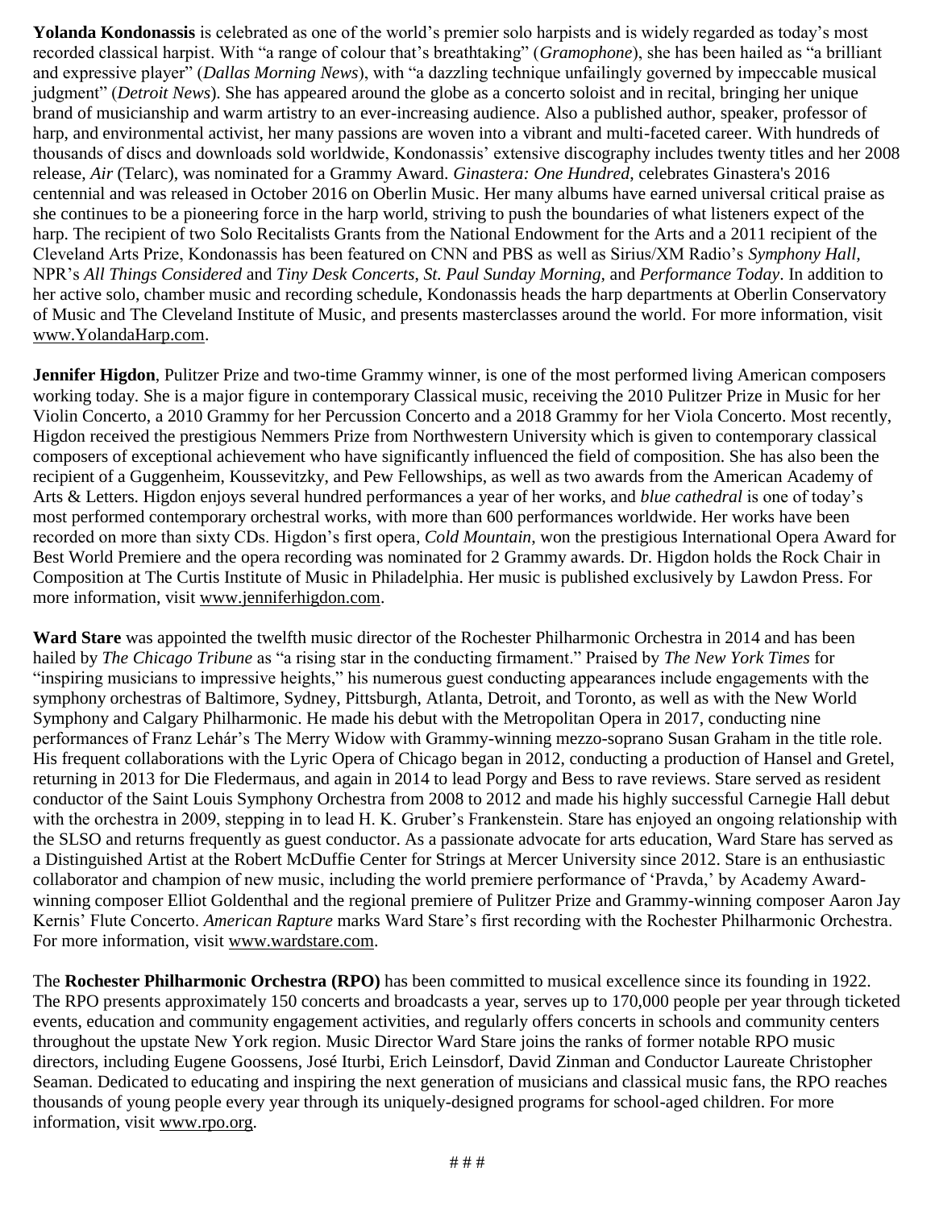**Yolanda Kondonassis** is celebrated as one of the world's premier solo harpists and is widely regarded as today's most recorded classical harpist. With "a range of colour that's breathtaking" (*Gramophone*), she has been hailed as "a brilliant and expressive player" (*Dallas Morning News*), with "a dazzling technique unfailingly governed by impeccable musical judgment" (*Detroit News*). She has appeared around the globe as a concerto soloist and in recital, bringing her unique brand of musicianship and warm artistry to an ever-increasing audience. Also a published author, speaker, professor of harp, and environmental activist, her many passions are woven into a vibrant and multi-faceted career. With hundreds of thousands of discs and downloads sold worldwide, Kondonassis' extensive discography includes twenty titles and her 2008 release, *Air* (Telarc), was nominated for a Grammy Award. *Ginastera: One Hundred*, celebrates Ginastera's 2016 centennial and was released in October 2016 on Oberlin Music. Her many albums have earned universal critical praise as she continues to be a pioneering force in the harp world, striving to push the boundaries of what listeners expect of the harp. The recipient of two Solo Recitalists Grants from the National Endowment for the Arts and a 2011 recipient of the Cleveland Arts Prize, Kondonassis has been featured on CNN and PBS as well as Sirius/XM Radio's *Symphony Hall*, NPR's *All Things Considered* and *Tiny Desk Concerts*, *St. Paul Sunday Morning*, and *Performance Today*. In addition to her active solo, chamber music and recording schedule, Kondonassis heads the harp departments at Oberlin Conservatory of Music and The Cleveland Institute of Music, and presents masterclasses around the world. For more information, visit www.YolandaHarp.com.

**Jennifer Higdon**, Pulitzer Prize and two-time Grammy winner, is one of the most performed living American composers working today. She is a major figure in contemporary Classical music, receiving the 2010 Pulitzer Prize in Music for her Violin Concerto, a 2010 Grammy for her Percussion Concerto and a 2018 Grammy for her Viola Concerto. Most recently, Higdon received the prestigious Nemmers Prize from Northwestern University which is given to contemporary classical composers of exceptional achievement who have significantly influenced the field of composition. She has also been the recipient of a Guggenheim, Koussevitzky, and Pew Fellowships, as well as two awards from the American Academy of Arts & Letters. Higdon enjoys several hundred performances a year of her works, and *blue cathedral* is one of today's most performed contemporary orchestral works, with more than 600 performances worldwide. Her works have been recorded on more than sixty CDs. Higdon's first opera, *Cold Mountain*, won the prestigious International Opera Award for Best World Premiere and the opera recording was nominated for 2 Grammy awards. Dr. Higdon holds the Rock Chair in Composition at The Curtis Institute of Music in Philadelphia. Her music is published exclusively by Lawdon Press. For more information, visit www.jenniferhigdon.com.

**Ward Stare** was appointed the twelfth music director of the Rochester Philharmonic Orchestra in 2014 and has been hailed by *The Chicago Tribune* as "a rising star in the conducting firmament." Praised by *The New York Times* for "inspiring musicians to impressive heights," his numerous guest conducting appearances include engagements with the symphony orchestras of Baltimore, Sydney, Pittsburgh, Atlanta, Detroit, and Toronto, as well as with the New World Symphony and Calgary Philharmonic. He made his debut with the Metropolitan Opera in 2017, conducting nine performances of Franz Lehár's The Merry Widow with Grammy-winning mezzo-soprano Susan Graham in the title role. His frequent collaborations with the Lyric Opera of Chicago began in 2012, conducting a production of Hansel and Gretel, returning in 2013 for Die Fledermaus, and again in 2014 to lead Porgy and Bess to rave reviews. Stare served as resident conductor of the Saint Louis Symphony Orchestra from 2008 to 2012 and made his highly successful Carnegie Hall debut with the orchestra in 2009, stepping in to lead H. K. Gruber's Frankenstein. Stare has enjoyed an ongoing relationship with the SLSO and returns frequently as guest conductor. As a passionate advocate for arts education, Ward Stare has served as a Distinguished Artist at the Robert McDuffie Center for Strings at Mercer University since 2012. Stare is an enthusiastic collaborator and champion of new music, including the world premiere performance of 'Pravda,' by Academy Award-winning composer Elliot Goldenthal and the regional premiere of Pulitzer Prize and Grammy-winning composer Aaron Jay Kernis' Flute Concerto. *American Rapture* marks Ward Stare's first recording with the Rochester Philharmonic Orchestra. For more information, visit www.wardstare.com.

The **Rochester Philharmonic Orchestra (RPO)** has been committed to musical excellence since its founding in 1922. The RPO presents approximately 150 concerts and broadcasts a year, serves up to 170,000 people per year through ticketed events, education and community engagement activities, and regularly offers concerts in schools and community centers throughout the upstate New York region. Music Director Ward Stare joins the ranks of former notable RPO music directors, including Eugene Goossens, José Iturbi, Erich Leinsdorf, David Zinman and Conductor Laureate Christopher Seaman. Dedicated to educating and inspiring the next generation of musicians and classical music fans, the RPO reaches thousands of young people every year through its uniquely-designed programs for school-aged children. For more information, visit www.rpo.org.

# # #